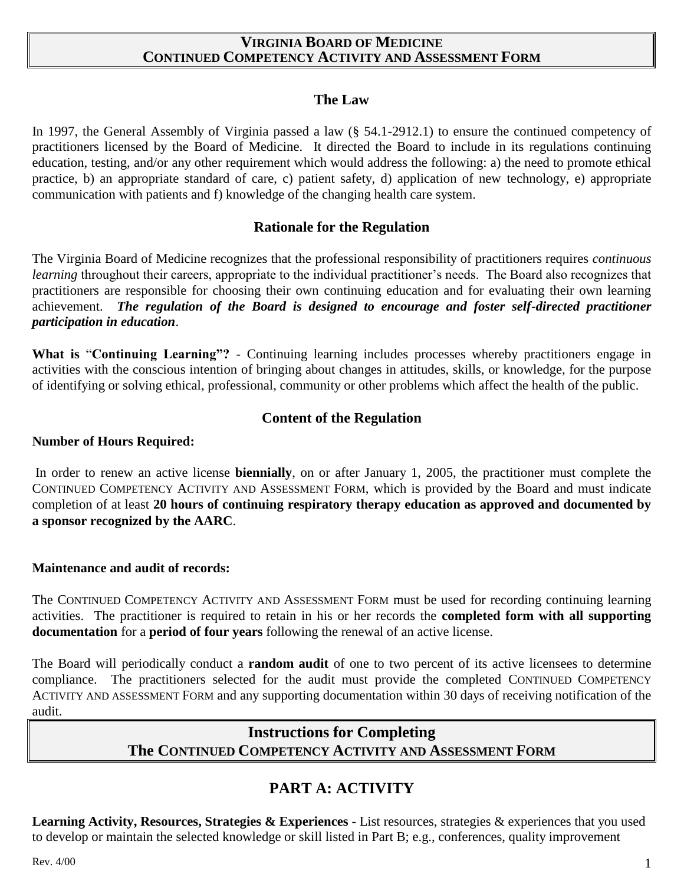# VIRGINIA BOARD OF MEDICINE
# CONTINUED COMPETENCY ACTIVITY AND ASSESSMENT FORM

## The Law

In 1997, the General Assembly of Virginia passed a law (§ 54.1-2912.1) to ensure the continued competency of practitioners licensed by the Board of Medicine. It directed the Board to include in its regulations continuing education, testing, and/or any other requirement which would address the following: a) the need to promote ethical practice, b) an appropriate standard of care, c) patient safety, d) application of new technology, e) appropriate communication with patients and f) knowledge of the changing health care system.

## Rationale for the Regulation

The Virginia Board of Medicine recognizes that the professional responsibility of practitioners requires *continuous learning* throughout their careers, appropriate to the individual practitioner's needs. The Board also recognizes that practitioners are responsible for choosing their own continuing education and for evaluating their own learning achievement. ***The regulation of the Board is designed to encourage and foster self-directed practitioner participation in education***.

**What is "Continuing Learning"?** - Continuing learning includes processes whereby practitioners engage in activities with the conscious intention of bringing about changes in attitudes, skills, or knowledge, for the purpose of identifying or solving ethical, professional, community or other problems which affect the health of the public.

## Content of the Regulation

**Number of Hours Required:**

In order to renew an active license **biennially**, on or after January 1, 2005, the practitioner must complete the CONTINUED COMPETENCY ACTIVITY AND ASSESSMENT FORM, which is provided by the Board and must indicate completion of at least **20 hours of continuing respiratory therapy education as approved and documented by a sponsor recognized by the AARC**.

**Maintenance and audit of records:**

The CONTINUED COMPETENCY ACTIVITY AND ASSESSMENT FORM must be used for recording continuing learning activities. The practitioner is required to retain in his or her records the **completed form with all supporting documentation** for a **period of four years** following the renewal of an active license.

The Board will periodically conduct a **random audit** of one to two percent of its active licensees to determine compliance. The practitioners selected for the audit must provide the completed CONTINUED COMPETENCY ACTIVITY AND ASSESSMENT FORM and any supporting documentation within 30 days of receiving notification of the audit.

# Instructions for Completing
# The CONTINUED COMPETENCY ACTIVITY AND ASSESSMENT FORM

## PART A: ACTIVITY

**Learning Activity, Resources, Strategies & Experiences** - List resources, strategies & experiences that you used to develop or maintain the selected knowledge or skill listed in Part B; e.g., conferences, quality improvement

Rev. 4/00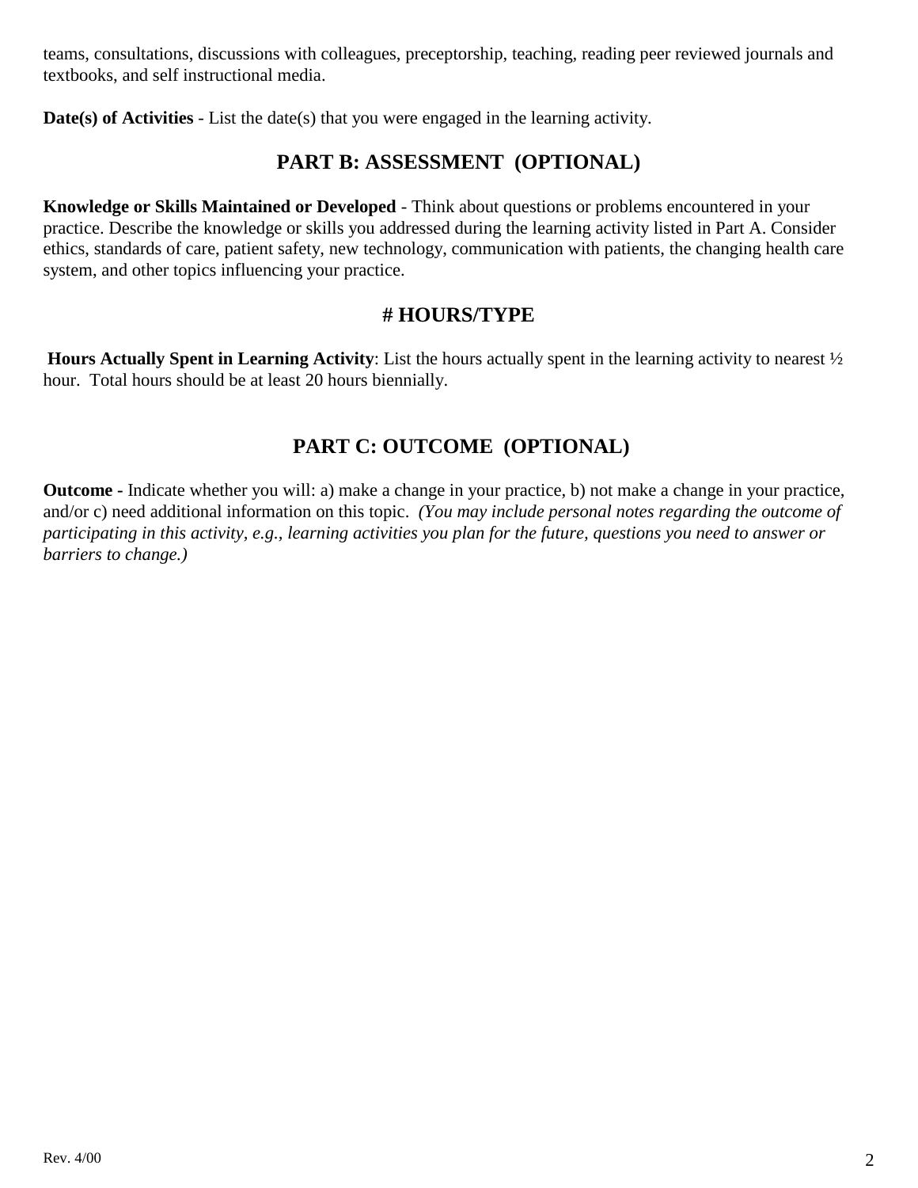teams, consultations, discussions with colleagues, preceptorship, teaching, reading peer reviewed journals and textbooks, and self instructional media.

**Date(s) of Activities** - List the date(s) that you were engaged in the learning activity.

## PART B: ASSESSMENT (OPTIONAL)

**Knowledge or Skills Maintained or Developed** - Think about questions or problems encountered in your practice. Describe the knowledge or skills you addressed during the learning activity listed in Part A. Consider ethics, standards of care, patient safety, new technology, communication with patients, the changing health care system, and other topics influencing your practice.

## # HOURS/TYPE

**Hours Actually Spent in Learning Activity**: List the hours actually spent in the learning activity to nearest ½ hour. Total hours should be at least 20 hours biennially.

## PART C: OUTCOME (OPTIONAL)

**Outcome -** Indicate whether you will: a) make a change in your practice, b) not make a change in your practice, and/or c) need additional information on this topic. *(You may include personal notes regarding the outcome of participating in this activity, e.g., learning activities you plan for the future, questions you need to answer or barriers to change.)*

Rev. 4/00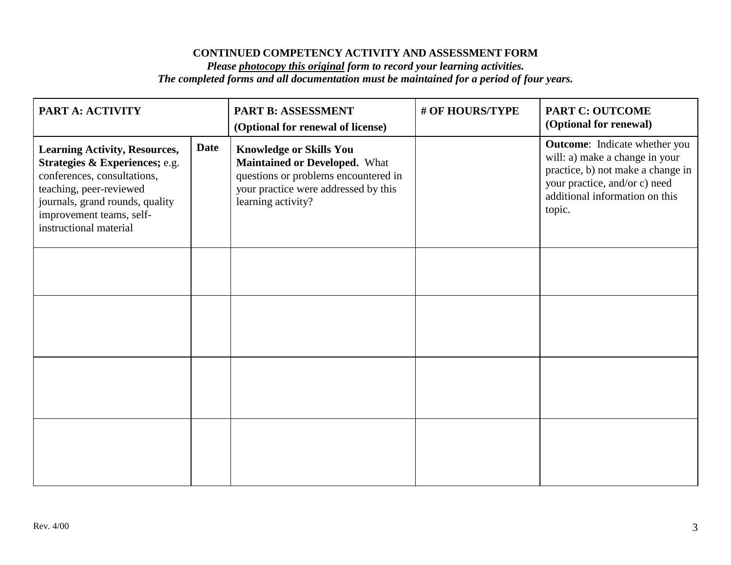**CONTINUED COMPETENCY ACTIVITY AND ASSESSMENT FORM**

***Please photocopy this original form to record your learning activities.***

***The completed forms and all documentation must be maintained for a period of four years.***

| **PART A: ACTIVITY** | | **PART B: ASSESSMENT (Optional for renewal of license)** | **# OF HOURS/TYPE** | **PART C: OUTCOME (Optional for renewal)** |
|---|---|---|---|---|
| **Learning Activity, Resources, Strategies & Experiences;** e.g. conferences, consultations, teaching, peer-reviewed journals, grand rounds, quality improvement teams, self-instructional material | **Date** | **Knowledge or Skills You Maintained or Developed.** What questions or problems encountered in your practice were addressed by this learning activity? | | **Outcome**: Indicate whether you will: a) make a change in your practice, b) not make a change in your practice, and/or c) need additional information on this topic. |
| | | | | |
| | | | | |
| | | | | |
| | | | | |

Rev. 4/00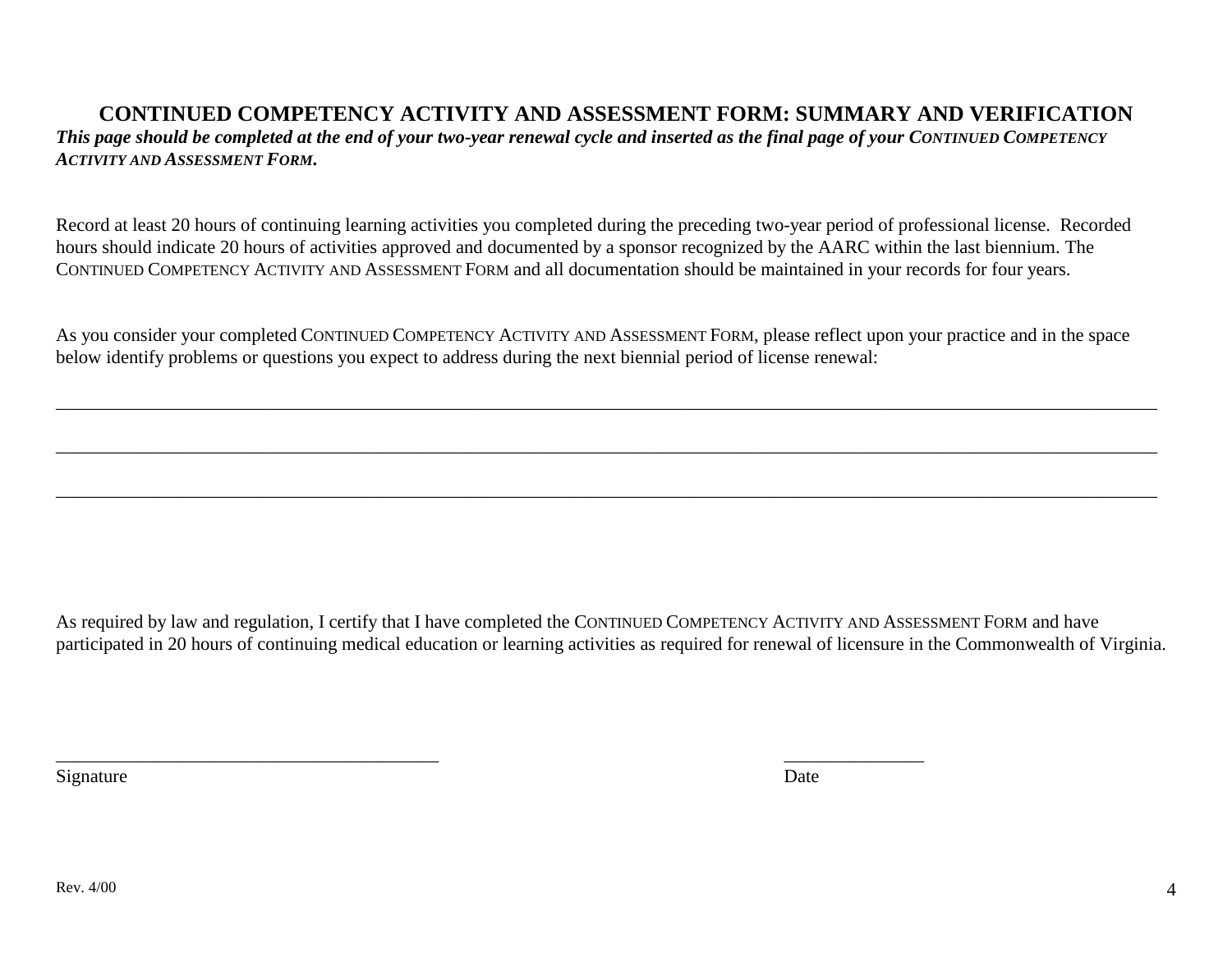# CONTINUED COMPETENCY ACTIVITY AND ASSESSMENT FORM: SUMMARY AND VERIFICATION

***This page should be completed at the end of your two-year renewal cycle and inserted as the final page of your CONTINUED COMPETENCY ACTIVITY AND ASSESSMENT FORM.***

Record at least 20 hours of continuing learning activities you completed during the preceding two-year period of professional license. Recorded hours should indicate 20 hours of activities approved and documented by a sponsor recognized by the AARC within the last biennium. The CONTINUED COMPETENCY ACTIVITY AND ASSESSMENT FORM and all documentation should be maintained in your records for four years.

As you consider your completed CONTINUED COMPETENCY ACTIVITY AND ASSESSMENT FORM, please reflect upon your practice and in the space below identify problems or questions you expect to address during the next biennial period of license renewal:

______________________________________________________________________________________________________________

______________________________________________________________________________________________________________

______________________________________________________________________________________________________________

As required by law and regulation, I certify that I have completed the CONTINUED COMPETENCY ACTIVITY AND ASSESSMENT FORM and have participated in 20 hours of continuing medical education or learning activities as required for renewal of licensure in the Commonwealth of Virginia.

________________________________________ ______________

Signature Date

Rev. 4/00